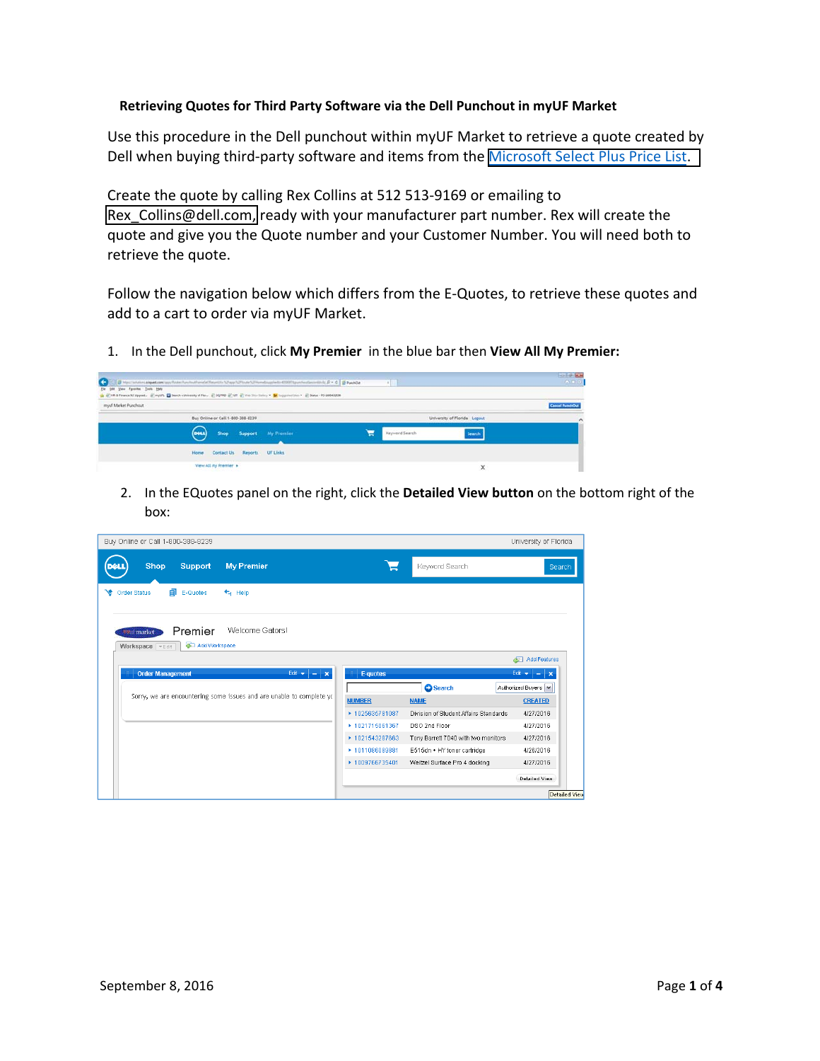**Retrieving Quotes for Third Party Software via the Dell Punchout in myUF Market**

Use this procedure in the Dell punchout within myUF Market to retrieve a quote created by Dell when buying third-party software and items from the Microsoft Select Plus Price List.

Create the quote by calling Rex Collins at 512 513-9169 or emailing to Rex_Collins@dell.com, ready with your manufacturer part number. Rex will create the quote and give you the Quote number and your Customer Number. You will need both to retrieve the quote.

Follow the navigation below which differs from the E-Quotes, to retrieve these quotes and add to a cart to order via myUF Market.

1. In the Dell punchout, click **My Premier** in the blue bar then **View All My Premier:**

2. In the EQuotes panel on the right, click the **Detailed View button** on the bottom right of the box: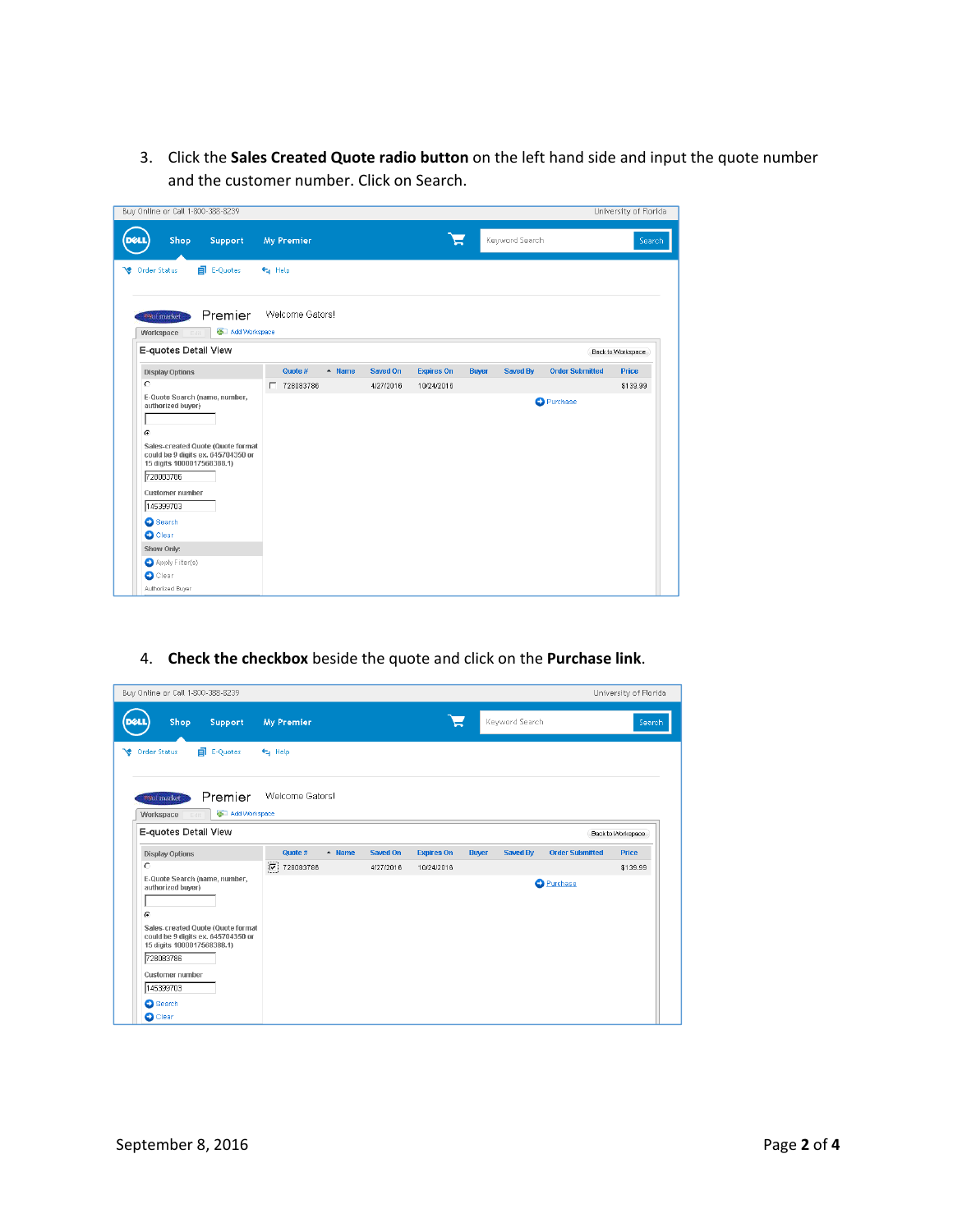3. Click the **Sales Created Quote radio button** on the left hand side and input the quote number and the customer number. Click on Search.

4. **Check the checkbox** beside the quote and click on the **Purchase link**.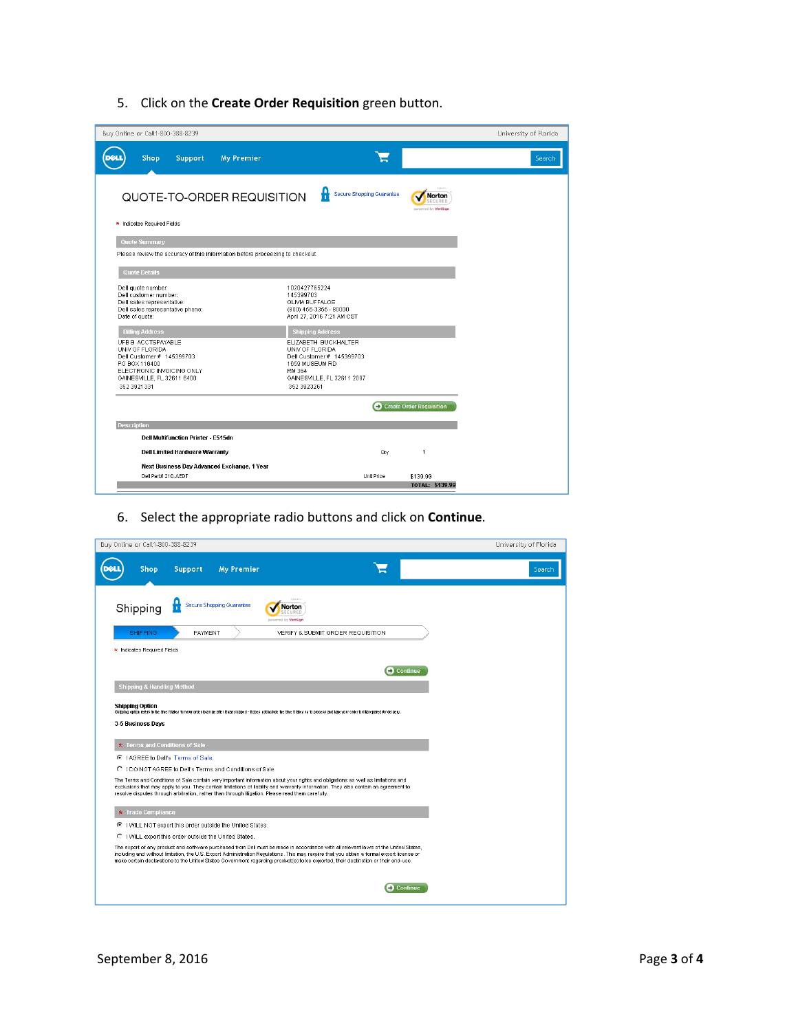5. Click on the **Create Order Requisition** green button.

Buy Online or Call1-800-388-8239 University of Florida

Shop Support My Premier Search

QUOTE-TO-ORDER REQUISITION Secure Shopping Guarantee

* Indicates Required Fields

**Quote Summary**

Please review the accuracy of this information before proceeding to checkout.

**Quote Details**

| | |
|---|---|
| Dell quote number: | 1020427785224 |
| Dell customer number: | 145399703 |
| Dell sales representative: | OLIVIA BUFFALOE |
| Dell sales representative phone: | (800) 456-3355 - 80000 |
| Date of quote: | April 27, 2016 7:21 AM CST |

| Billing Address | Shipping Address |
|---|---|
| UFB B ACCTSPAYABLE<br>UNIV OF FLORIDA<br>Dell Customer # 145399703<br>PO BOX 116400<br>ELECTRONIC INVOICING ONLY<br>GAINESVILLE, FL 32611 6400<br>352 3921 331 | ELIZABETH BUCKHALTER<br>UNIV OF FLORIDA<br>Dell Customer # 145399703<br>1659 MUSEUM RD<br>RM 364<br>GAINESVILLE, FL 32611 2087<br>352 3923261 |

Create Order Requisition

**Description**

**Dell Multifunction Printer - E515dn**

**Dell Limited Hardware Warranty** Qty 1

**Next Business Day Advanced Exchange, 1 Year**

Dell Part# 210-AEDT Unit Price $139.99

TOTAL: $139.99

6. Select the appropriate radio buttons and click on **Continue**.

Buy Online or Call1-800-388-8239 University of Florida

Shop Support My Premier Search

Shipping Secure Shopping Guarantee

SHIPPING PAYMENT VERIFY & SUBMIT ORDER REQUISITION

* Indicates Required Fields

Continue

**Shipping & Handling Method**

**Shipping Option**

3-5 Business Days

**\* Terms and Conditions of Sale**

- I AGREE to Dell's Terms of Sale.
- I DO NOT AGREE to Dell's Terms and Conditions of Sale.

The Terms and Conditions of Sale contain very important information about your rights and obligations as well as limitations and exclusions that may apply to you. They contain limitations of liability and warranty information. They also contain an agreement to resolve disputes through arbitration, rather than through litigation. Please read them carefully.

**\* Trade Compliance**

- I WILL NOT export this order outside the United States.
- I WILL export this order outside the United States.

The export of any product and software purchased from Dell must be made in accordance with all relevant laws of the United States, including and without limitation, the U.S. Export Administration Regulations. This may require that you obtain a formal export license or make certain declarations to the United States Government regarding product(s) to be exported, their destination or their end-use.

Continue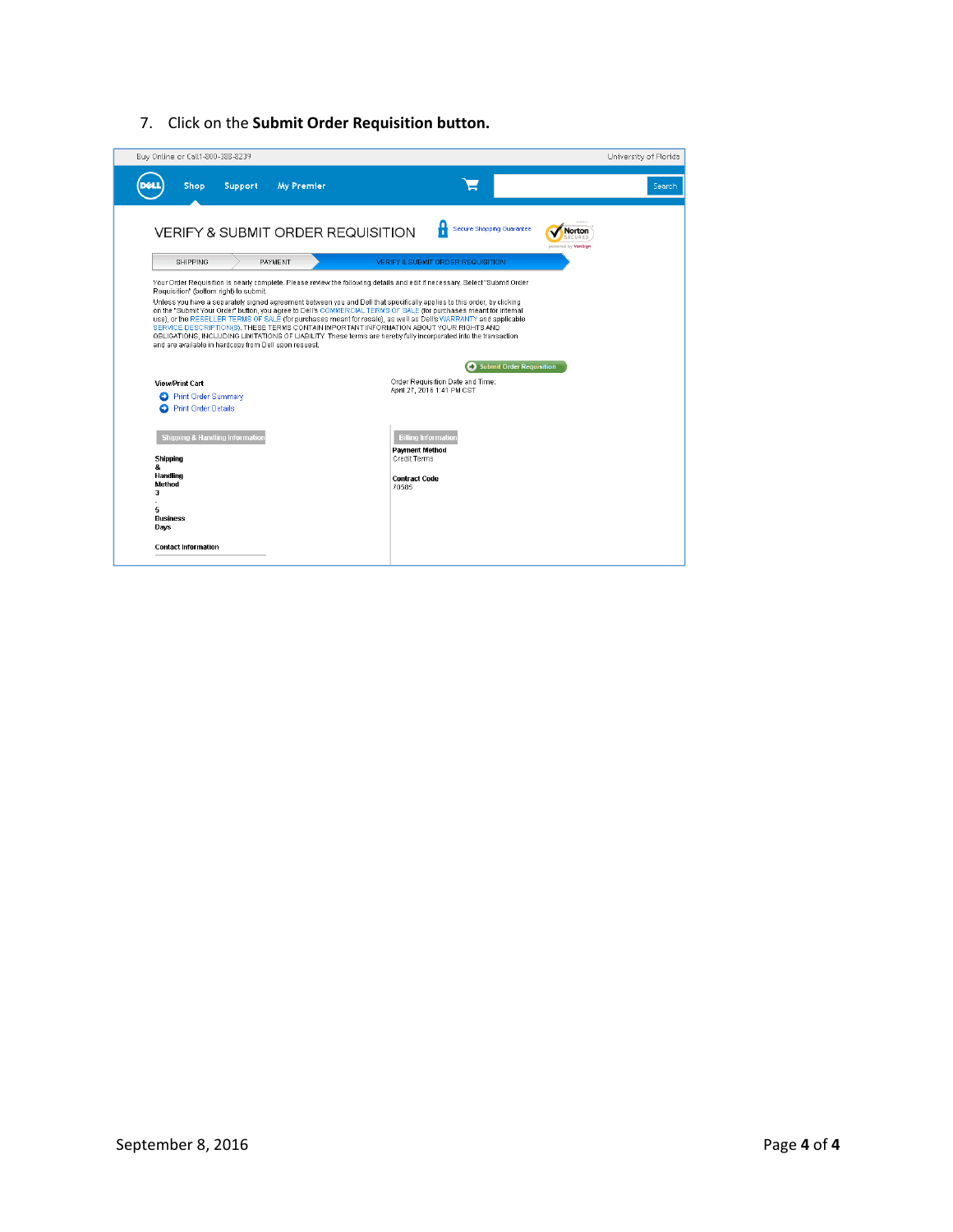7. Click on the **Submit Order Requisition button.**

Buy Online or Call 1-800-388-8239 University of Florida

Shop Support My Premier Search

VERIFY & SUBMIT ORDER REQUISITION

Secure Shopping Guarantee

SHIPPING PAYMENT VERIFY & SUBMIT ORDER REQUISITION

Your Order Requisition is nearly complete. Please review the following details and edit if necessary. Select "Submit Order Requisition" (bottom right) to submit.

Unless you have a separately signed agreement between you and Dell that specifically applies to this order, by clicking on the "Submit Your Order" button, you agree to Dell's COMMERCIAL TERMS OF SALE (for purchases meant for internal use), or the RESELLER TERMS OF SALE (for purchases meant for resale), as well as Dell's WARRANTY and applicable SERVICE DESCRIPTION(S). THESE TERMS CONTAIN IMPORTANT INFORMATION ABOUT YOUR RIGHTS AND OBLIGATIONS, INCLUDING LIMITATIONS OF LIABILITY. These terms are hereby fully incorporated into the transaction and are available in hardcopy from Dell upon request.

Submit Order Requisition

View/Print Cart

- Print Order Summary
- Print Order Details

Order Requisition Date and Time:
April 27, 2016 1:41 PM CST

Shipping & Handling Information

Shipping & Handling Method
3 - 5 Business Days

Contact Information

Billing Information

Payment Method
Credit Terms

Contract Code
70585